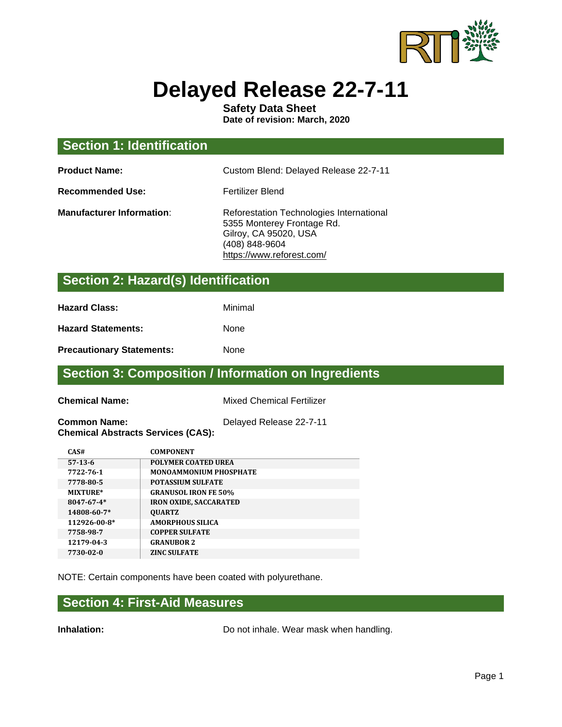# Delayed Release 22-7-11

**Safety Data Sheet**
**Date of revision: March, 2020**

## Section 1: Identification

**Product Name:** Custom Blend: Delayed Release 22-7-11

**Recommended Use:** Fertilizer Blend

**Manufacturer Information:** Reforestation Technologies International
5355 Monterey Frontage Rd.
Gilroy, CA 95020, USA
(408) 848-9604
https://www.reforest.com/

## Section 2: Hazard(s) Identification

**Hazard Class:** Minimal

**Hazard Statements:** None

**Precautionary Statements:** None

## Section 3: Composition / Information on Ingredients

**Chemical Name:** Mixed Chemical Fertilizer

**Common Name:** Delayed Release 22-7-11
**Chemical Abstracts Services (CAS):**

| CAS# | COMPONENT |
|---|---|
| 57-13-6 | POLYMER COATED UREA |
| 7722-76-1 | MONOAMMONIUM PHOSPHATE |
| 7778-80-5 | POTASSIUM SULFATE |
| MIXTURE* | GRANUSOL IRON FE 50% |
| 8047-67-4* | IRON OXIDE, SACCARATED |
| 14808-60-7* | QUARTZ |
| 112926-00-8* | AMORPHOUS SILICA |
| 7758-98-7 | COPPER SULFATE |
| 12179-04-3 | GRANUBOR 2 |
| 7730-02-0 | ZINC SULFATE |

NOTE: Certain components have been coated with polyurethane.

## Section 4: First-Aid Measures

**Inhalation:** Do not inhale. Wear mask when handling.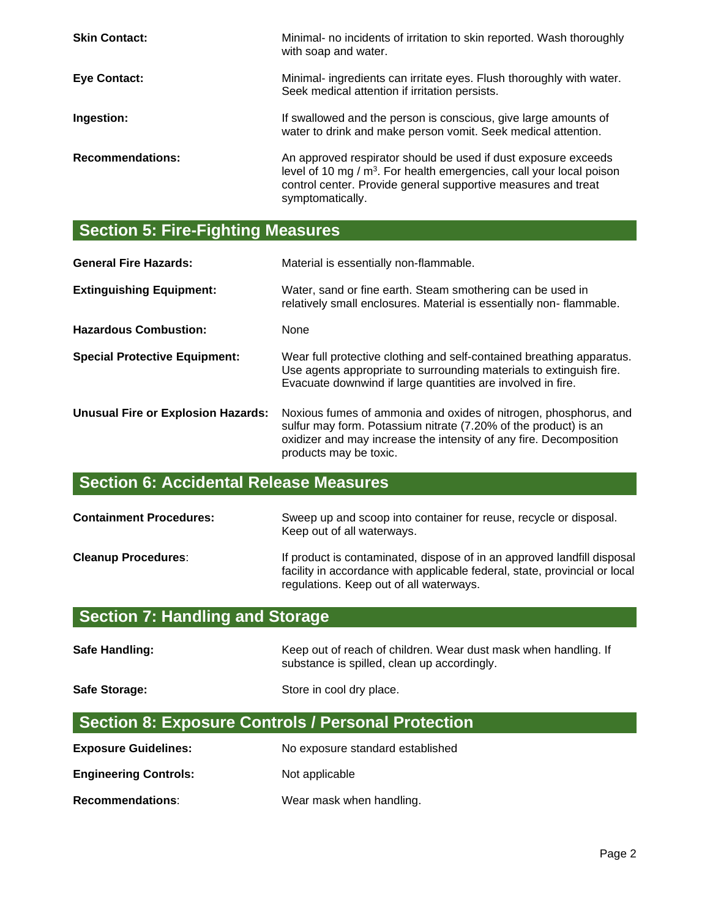**Skin Contact:** Minimal- no incidents of irritation to skin reported. Wash thoroughly with soap and water.

**Eye Contact:** Minimal- ingredients can irritate eyes. Flush thoroughly with water. Seek medical attention if irritation persists.

**Ingestion:** If swallowed and the person is conscious, give large amounts of water to drink and make person vomit. Seek medical attention.

**Recommendations:** An approved respirator should be used if dust exposure exceeds level of 10 mg / $m^3$. For health emergencies, call your local poison control center. Provide general supportive measures and treat symptomatically.

## Section 5: Fire-Fighting Measures

**General Fire Hazards:** Material is essentially non-flammable.

**Extinguishing Equipment:** Water, sand or fine earth. Steam smothering can be used in relatively small enclosures. Material is essentially non- flammable.

**Hazardous Combustion:** None

**Special Protective Equipment:** Wear full protective clothing and self-contained breathing apparatus. Use agents appropriate to surrounding materials to extinguish fire. Evacuate downwind if large quantities are involved in fire.

**Unusual Fire or Explosion Hazards:** Noxious fumes of ammonia and oxides of nitrogen, phosphorus, and sulfur may form. Potassium nitrate (7.20% of the product) is an oxidizer and may increase the intensity of any fire. Decomposition products may be toxic.

## Section 6: Accidental Release Measures

**Containment Procedures:** Sweep up and scoop into container for reuse, recycle or disposal. Keep out of all waterways.

**Cleanup Procedures**: If product is contaminated, dispose of in an approved landfill disposal facility in accordance with applicable federal, state, provincial or local regulations. Keep out of all waterways.

## Section 7: Handling and Storage

**Safe Handling:** Keep out of reach of children. Wear dust mask when handling. If substance is spilled, clean up accordingly.

**Safe Storage:** Store in cool dry place.

## Section 8: Exposure Controls / Personal Protection

**Exposure Guidelines:** No exposure standard established

**Engineering Controls:** Not applicable

**Recommendations**: Wear mask when handling.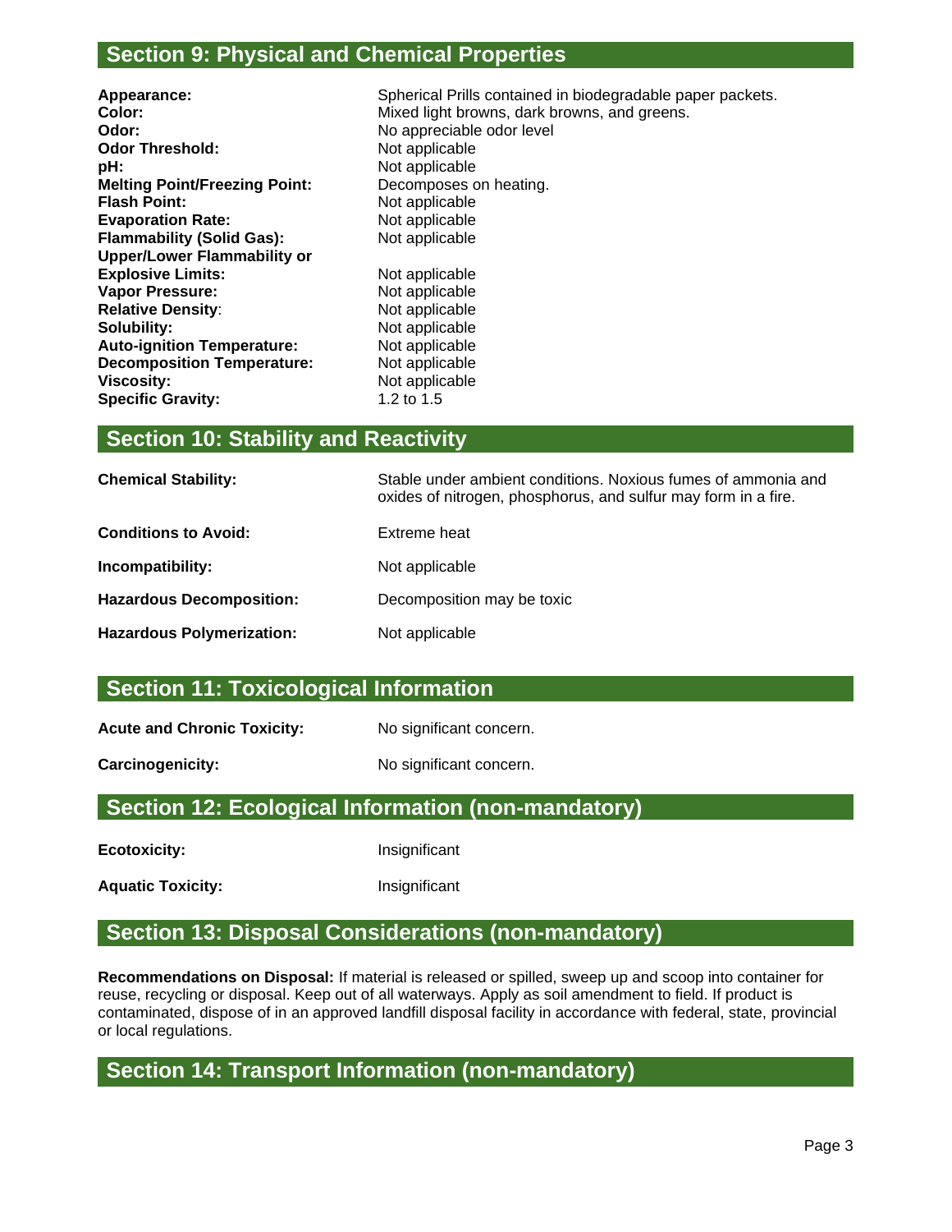## Section 9: Physical and Chemical Properties

| | |
|---|---|
| **Appearance:** | Spherical Prills contained in biodegradable paper packets. |
| **Color:** | Mixed light browns, dark browns, and greens. |
| **Odor:** | No appreciable odor level |
| **Odor Threshold:** | Not applicable |
| **pH:** | Not applicable |
| **Melting Point/Freezing Point:** | Decomposes on heating. |
| **Flash Point:** | Not applicable |
| **Evaporation Rate:** | Not applicable |
| **Flammability (Solid Gas):** | Not applicable |
| **Upper/Lower Flammability or Explosive Limits:** | Not applicable |
| **Vapor Pressure:** | Not applicable |
| **Relative Density:** | Not applicable |
| **Solubility:** | Not applicable |
| **Auto-ignition Temperature:** | Not applicable |
| **Decomposition Temperature:** | Not applicable |
| **Viscosity:** | Not applicable |
| **Specific Gravity:** | 1.2 to 1.5 |

## Section 10: Stability and Reactivity

| | |
|---|---|
| **Chemical Stability:** | Stable under ambient conditions. Noxious fumes of ammonia and oxides of nitrogen, phosphorus, and sulfur may form in a fire. |
| **Conditions to Avoid:** | Extreme heat |
| **Incompatibility:** | Not applicable |
| **Hazardous Decomposition:** | Decomposition may be toxic |
| **Hazardous Polymerization:** | Not applicable |

## Section 11: Toxicological Information

| | |
|---|---|
| **Acute and Chronic Toxicity:** | No significant concern. |
| **Carcinogenicity:** | No significant concern. |

## Section 12: Ecological Information (non-mandatory)

| | |
|---|---|
| **Ecotoxicity:** | Insignificant |
| **Aquatic Toxicity:** | Insignificant |

## Section 13: Disposal Considerations (non-mandatory)

**Recommendations on Disposal:** If material is released or spilled, sweep up and scoop into container for reuse, recycling or disposal. Keep out of all waterways. Apply as soil amendment to field. If product is contaminated, dispose of in an approved landfill disposal facility in accordance with federal, state, provincial or local regulations.

## Section 14: Transport Information (non-mandatory)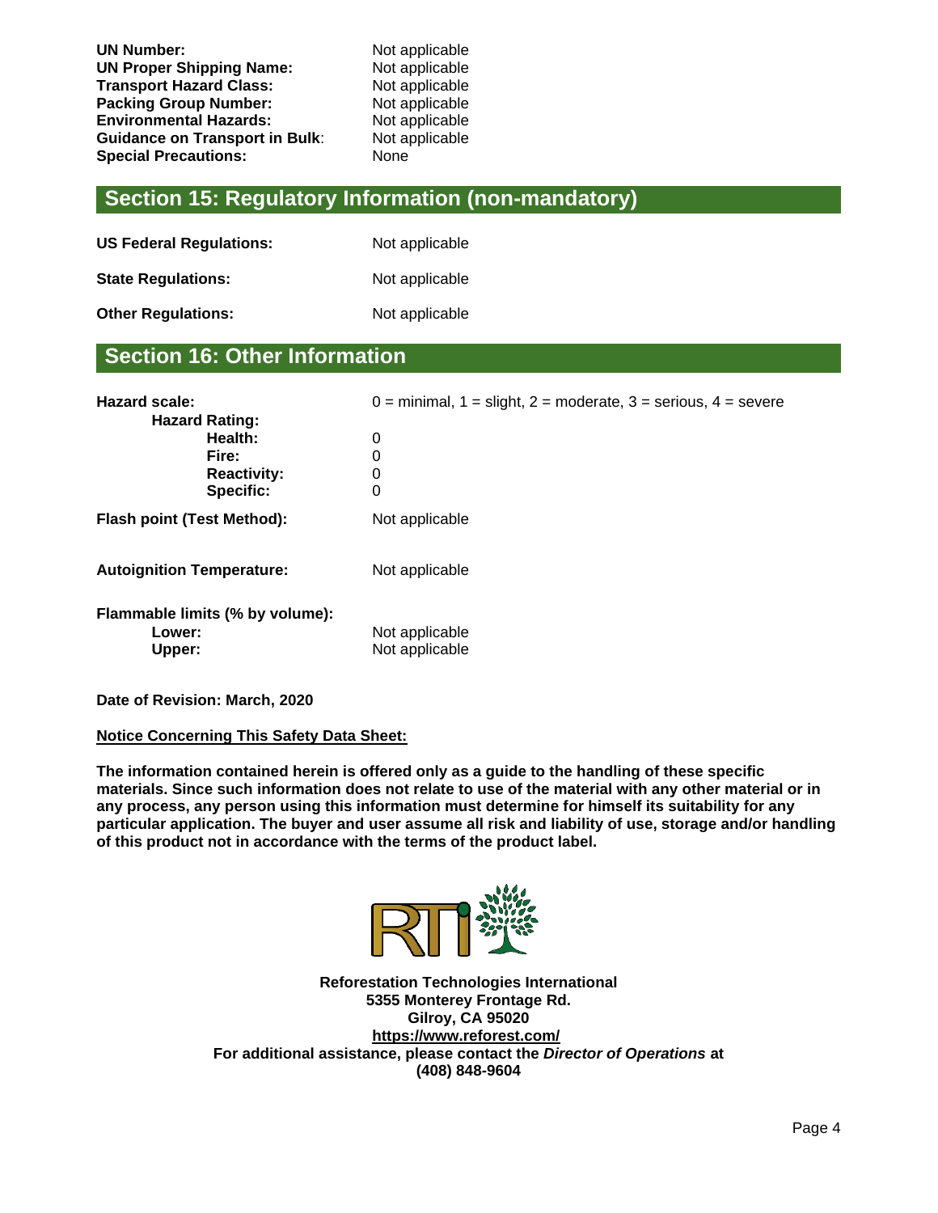| | |
|---|---|
| **UN Number:** | Not applicable |
| **UN Proper Shipping Name:** | Not applicable |
| **Transport Hazard Class:** | Not applicable |
| **Packing Group Number:** | Not applicable |
| **Environmental Hazards:** | Not applicable |
| **Guidance on Transport in Bulk**: | Not applicable |
| **Special Precautions:** | None |

## Section 15: Regulatory Information (non-mandatory)

| | |
|---|---|
| **US Federal Regulations:** | Not applicable |
| **State Regulations:** | Not applicable |
| **Other Regulations:** | Not applicable |

## Section 16: Other Information

| | |
|---|---|
| **Hazard scale:** | 0 = minimal, 1 = slight, 2 = moderate, 3 = serious, 4 = severe |
| **Hazard Rating:** | |
| **Health:** | 0 |
| **Fire:** | 0 |
| **Reactivity:** | 0 |
| **Specific:** | 0 |
| **Flash point (Test Method):** | Not applicable |
| **Autoignition Temperature:** | Not applicable |
| **Flammable limits (% by volume):** | |
| **Lower:** | Not applicable |
| **Upper:** | Not applicable |

**Date of Revision: March, 2020**

**Notice Concerning This Safety Data Sheet:**

**The information contained herein is offered only as a guide to the handling of these specific materials. Since such information does not relate to use of the material with any other material or in any process, any person using this information must determine for himself its suitability for any particular application. The buyer and user assume all risk and liability of use, storage and/or handling of this product not in accordance with the terms of the product label.**

RTI

**Reforestation Technologies International**
**5355 Monterey Frontage Rd.**
**Gilroy, CA 95020**
**https://www.reforest.com/**
**For additional assistance, please contact the *Director of Operations* at (408) 848-9604**